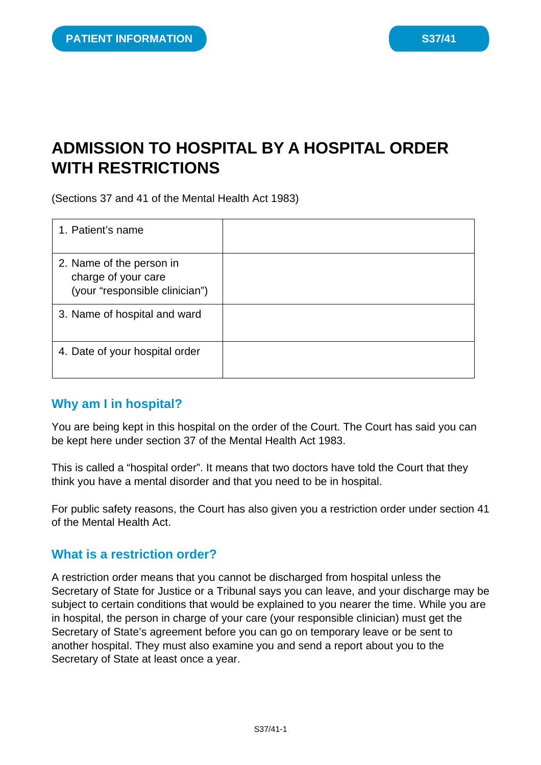PATIENT INFORMATION

S37/41

# ADMISSION TO HOSPITAL BY A HOSPITAL ORDER WITH RESTRICTIONS

(Sections 37 and 41 of the Mental Health Act 1983)

| | |
|---|---|
| 1. Patient's name | |
| 2. Name of the person in charge of your care (your "responsible clinician") | |
| 3. Name of hospital and ward | |
| 4. Date of your hospital order | |

## Why am I in hospital?

You are being kept in this hospital on the order of the Court. The Court has said you can be kept here under section 37 of the Mental Health Act 1983.

This is called a "hospital order". It means that two doctors have told the Court that they think you have a mental disorder and that you need to be in hospital.

For public safety reasons, the Court has also given you a restriction order under section 41 of the Mental Health Act.

## What is a restriction order?

A restriction order means that you cannot be discharged from hospital unless the Secretary of State for Justice or a Tribunal says you can leave, and your discharge may be subject to certain conditions that would be explained to you nearer the time. While you are in hospital, the person in charge of your care (your responsible clinician) must get the Secretary of State's agreement before you can go on temporary leave or be sent to another hospital. They must also examine you and send a report about you to the Secretary of State at least once a year.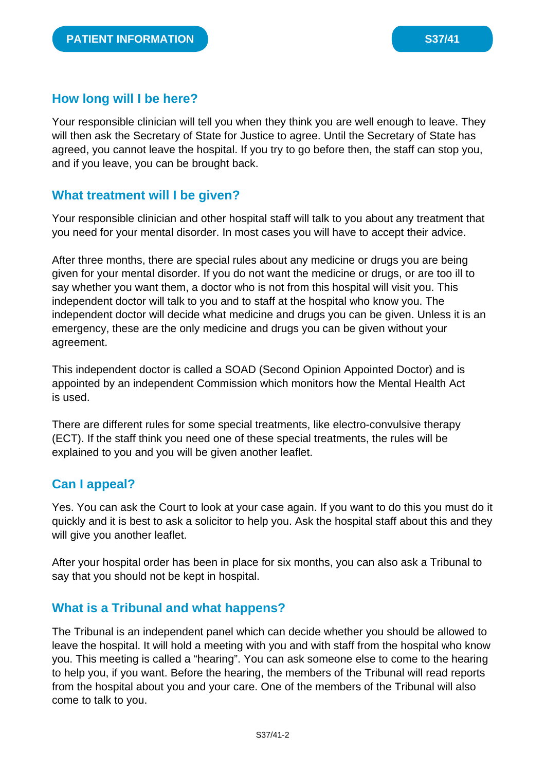## How long will I be here?

Your responsible clinician will tell you when they think you are well enough to leave. They will then ask the Secretary of State for Justice to agree. Until the Secretary of State has agreed, you cannot leave the hospital. If you try to go before then, the staff can stop you, and if you leave, you can be brought back.

## What treatment will I be given?

Your responsible clinician and other hospital staff will talk to you about any treatment that you need for your mental disorder. In most cases you will have to accept their advice.

After three months, there are special rules about any medicine or drugs you are being given for your mental disorder. If you do not want the medicine or drugs, or are too ill to say whether you want them, a doctor who is not from this hospital will visit you. This independent doctor will talk to you and to staff at the hospital who know you. The independent doctor will decide what medicine and drugs you can be given. Unless it is an emergency, these are the only medicine and drugs you can be given without your agreement.

This independent doctor is called a SOAD (Second Opinion Appointed Doctor) and is appointed by an independent Commission which monitors how the Mental Health Act is used.

There are different rules for some special treatments, like electro-convulsive therapy (ECT). If the staff think you need one of these special treatments, the rules will be explained to you and you will be given another leaflet.

## Can I appeal?

Yes. You can ask the Court to look at your case again. If you want to do this you must do it quickly and it is best to ask a solicitor to help you. Ask the hospital staff about this and they will give you another leaflet.

After your hospital order has been in place for six months, you can also ask a Tribunal to say that you should not be kept in hospital.

## What is a Tribunal and what happens?

The Tribunal is an independent panel which can decide whether you should be allowed to leave the hospital. It will hold a meeting with you and with staff from the hospital who know you. This meeting is called a "hearing". You can ask someone else to come to the hearing to help you, if you want. Before the hearing, the members of the Tribunal will read reports from the hospital about you and your care. One of the members of the Tribunal will also come to talk to you.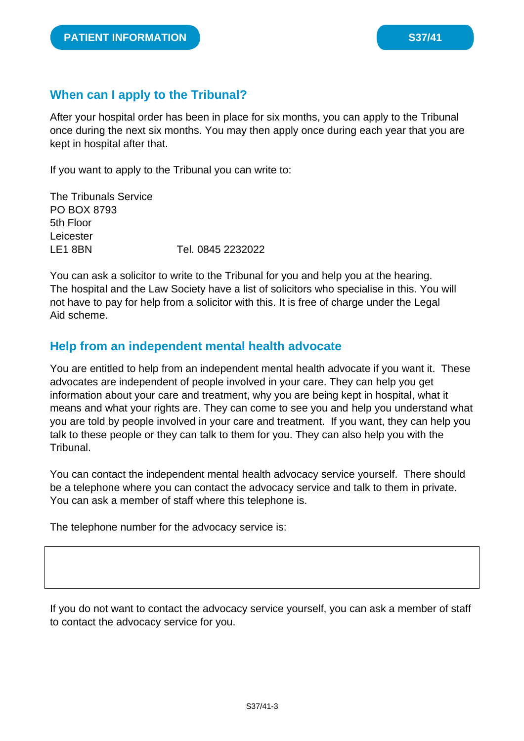## When can I apply to the Tribunal?

After your hospital order has been in place for six months, you can apply to the Tribunal once during the next six months. You may then apply once during each year that you are kept in hospital after that.

If you want to apply to the Tribunal you can write to:

The Tribunals Service  
PO BOX 8793  
5th Floor  
Leicester  
LE1 8BN Tel. 0845 2232022

You can ask a solicitor to write to the Tribunal for you and help you at the hearing. The hospital and the Law Society have a list of solicitors who specialise in this. You will not have to pay for help from a solicitor with this. It is free of charge under the Legal Aid scheme.

## Help from an independent mental health advocate

You are entitled to help from an independent mental health advocate if you want it. These advocates are independent of people involved in your care. They can help you get information about your care and treatment, why you are being kept in hospital, what it means and what your rights are. They can come to see you and help you understand what you are told by people involved in your care and treatment. If you want, they can help you talk to these people or they can talk to them for you. They can also help you with the Tribunal.

You can contact the independent mental health advocacy service yourself. There should be a telephone where you can contact the advocacy service and talk to them in private. You can ask a member of staff where this telephone is.

The telephone number for the advocacy service is:

| |
|---|
| |

If you do not want to contact the advocacy service yourself, you can ask a member of staff to contact the advocacy service for you.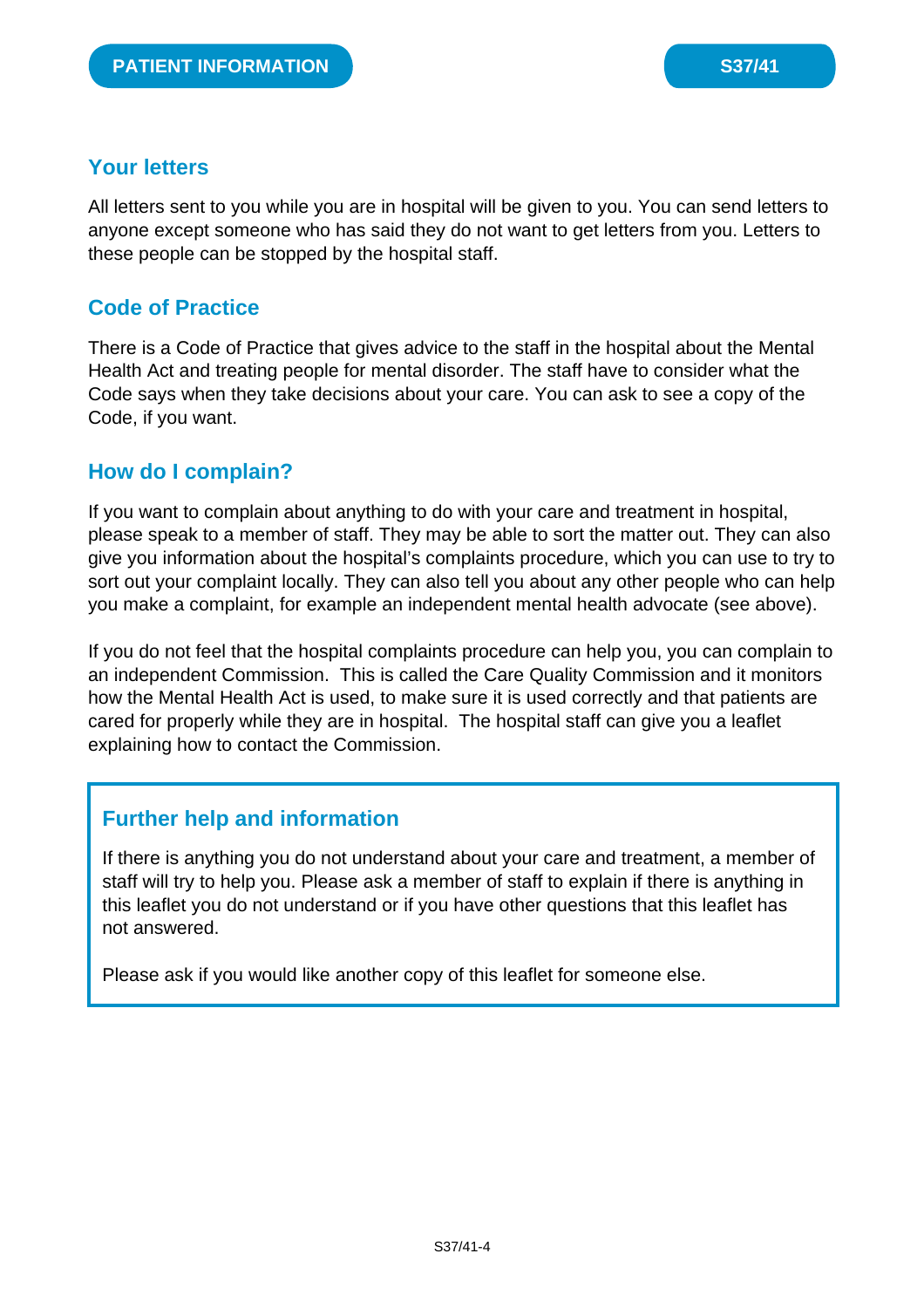## Your letters

All letters sent to you while you are in hospital will be given to you. You can send letters to anyone except someone who has said they do not want to get letters from you. Letters to these people can be stopped by the hospital staff.

## Code of Practice

There is a Code of Practice that gives advice to the staff in the hospital about the Mental Health Act and treating people for mental disorder. The staff have to consider what the Code says when they take decisions about your care. You can ask to see a copy of the Code, if you want.

## How do I complain?

If you want to complain about anything to do with your care and treatment in hospital, please speak to a member of staff. They may be able to sort the matter out. They can also give you information about the hospital's complaints procedure, which you can use to try to sort out your complaint locally. They can also tell you about any other people who can help you make a complaint, for example an independent mental health advocate (see above).

If you do not feel that the hospital complaints procedure can help you, you can complain to an independent Commission. This is called the Care Quality Commission and it monitors how the Mental Health Act is used, to make sure it is used correctly and that patients are cared for properly while they are in hospital. The hospital staff can give you a leaflet explaining how to contact the Commission.

## Further help and information

If there is anything you do not understand about your care and treatment, a member of staff will try to help you. Please ask a member of staff to explain if there is anything in this leaflet you do not understand or if you have other questions that this leaflet has not answered.

Please ask if you would like another copy of this leaflet for someone else.